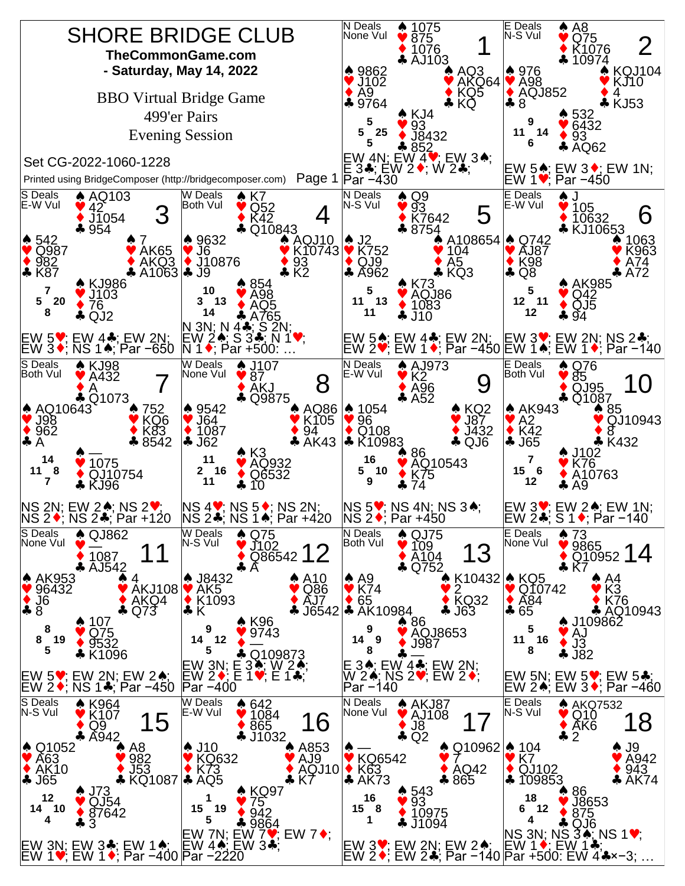# SHORE BRIDGE CLUB

**TheCommonGame.com**

**- Saturday, May 14, 2022**

BBO Virtual Bridge Game

499'er Pairs

Evening Session

Set CG-2022-1060-1228

Printed using BridgeComposer (http://bridgecomposer.com)

---

## Board 1

N Deals, None Vul

- North: ♠ 1075 ♥ 875 ♦ 1076 ♣ AJ103
- West: ♠ 9862 ♥ J102 ♦ A9 ♣ 9764
- East: ♠ AQ3 ♥ AKQ64 ♦ KQ5 ♣ KQ
- South: ♠ KJ4 ♥ 93 ♦ J8432 ♣ 852

HCP: N 5, W 5, E 25, S 5

EW 4N; EW 4♥; EW 3♠; E 3♣; EW 2♦; W 2♣; Par −430

## Board 2

E Deals, N-S Vul

- North: ♠ A8 ♥ Q75 ♦ K1076 ♣ 10974
- West: ♠ 976 ♥ A98 ♦ AQJ852 ♣ 8
- East: ♠ KQJ104 ♥ KJ10 ♦ 4 ♣ KJ53
- South: ♠ 532 ♥ 6432 ♦ 93 ♣ AQ62

HCP: N 9, W 11, E 14, S 6

EW 5♠; EW 3♦; EW 1N; EW 1♥; Par −450

## Board 3

S Deals, E-W Vul

- North: ♠ AQ103 ♥ 42 ♦ J1054 ♣ 954
- West: ♠ 542 ♥ Q987 ♦ 982 ♣ K87
- East: ♠ 7 ♥ AK65 ♦ AKQ3 ♣ A1063
- South: ♠ KJ986 ♥ J103 ♦ 76 ♣ QJ2

HCP: N 7, W 5, E 20, S 8

EW 5♥; EW 4♣; EW 2N; EW 3♦; NS 1♠; Par −650

## Board 4

W Deals, Both Vul

- North: ♠ K7 ♥ Q52 ♦ K42 ♣ Q10843
- West: ♠ 9632 ♥ J6 ♦ J10876 ♣ J9
- East: ♠ AQJ10 ♥ K10743 ♦ 93 ♣ K2
- South: ♠ 854 ♥ A98 ♦ AQ5 ♣ A765

HCP: N 10, W 3, E 13, S 14

N 3N; N 4♣; S 2N; EW 2♠; S 3♣; N 1♥; N 1♦; Par +500: …

## Board 5

N Deals, N-S Vul

- North: ♠ Q9 ♥ 93 ♦ K7642 ♣ 8754
- West: ♠ J2 ♥ K752 ♦ QJ9 ♣ A962
- East: ♠ A108654 ♥ 104 ♦ A5 ♣ KQ3
- South: ♠ K73 ♥ AQJ86 ♦ 1083 ♣ J10

HCP: N 5, W 11, E 13, S 11

EW 5♠; EW 4♣; EW 2N; EW 2♥; EW 1♦; Par −450

## Board 6

E Deals, E-W Vul

- North: ♠ J ♥ 105 ♦ 10632 ♣ KJ10653
- West: ♠ Q742 ♥ AJ87 ♦ K98 ♣ Q8
- East: ♠ 1063 ♥ K963 ♦ A74 ♣ A72
- South: ♠ AK985 ♥ Q42 ♦ QJ5 ♣ 94

HCP: N 5, W 12, E 11, S 12

EW 3♥; EW 2N; NS 2♣; EW 1♠; EW 1♦; Par −140

## Board 7

S Deals, Both Vul

- North: ♠ KJ98 ♥ A432 ♦ A ♣ Q1073
- West: ♠ AQ10643 ♥ J98 ♦ 962 ♣ A
- East: ♠ 752 ♥ KQ6 ♦ K83 ♣ 8542
- South: ♠ — ♥ 1075 ♦ QJ10754 ♣ KJ96

HCP: N 14, W 11, E 8, S 7

NS 2N; EW 2♠; NS 2♥; NS 2♦; NS 2♣; Par +120

## Board 8

W Deals, None Vul

- North: ♠ J107 ♥ 87 ♦ AKJ ♣ Q9875
- West: ♠ 9542 ♥ J64 ♦ 1087 ♣ J62
- East: ♠ AQ86 ♥ K105 ♦ 94 ♣ AK43
- South: ♠ K3 ♥ AQ932 ♦ Q6532 ♣ 10

HCP: N 11, W 2, E 16, S 11

NS 4♥; NS 5♦; NS 2N; NS 2♣; NS 1♠; Par +420

## Board 9

N Deals, E-W Vul

- North: ♠ AJ973 ♥ K2 ♦ A96 ♣ A52
- West: ♠ 1054 ♥ 96 ♦ Q108 ♣ K10983
- East: ♠ KQ2 ♥ J87 ♦ J432 ♣ QJ6
- South: ♠ 86 ♥ AQ10543 ♦ K75 ♣ 74

HCP: N 16, W 5, E 10, S 9

NS 5♥; NS 4N; NS 3♠; NS 2♦; Par +450

## Board 10

E Deals, Both Vul

- North: ♠ Q76 ♥ 85 ♦ QJ95 ♣ Q1087
- West: ♠ AK943 ♥ A2 ♦ K42 ♣ J65
- East: ♠ 85 ♥ QJ10943 ♦ 8 ♣ K432
- South: ♠ J102 ♥ K76 ♦ A10763 ♣ A9

HCP: N 7, W 15, E 6, S 12

EW 3♥; EW 2♠; EW 1N; EW 2♣; S 1♦; Par −140

## Board 11

S Deals, None Vul

- North: ♠ QJ862 ♥ — ♦ 1087 ♣ AJ542
- West: ♠ AK953 ♥ 96432 ♦ J6 ♣ 8
- East: ♠ 4 ♥ AKJ108 ♦ AKQ4 ♣ Q73
- South: ♠ 107 ♥ Q75 ♦ 9532 ♣ K1096

HCP: N 8, W 8, E 19, S 5

EW 5♥; EW 2N; EW 2♠; EW 2♦; NS 1♣; Par −450

## Board 12

W Deals, N-S Vul

- North: ♠ Q75 ♥ J102 ♦ Q86542 ♣ A
- West: ♠ J8432 ♥ AK5 ♦ K1093 ♣ K
- East: ♠ A10 ♥ Q86 ♦ AJ7 ♣ J6542
- South: ♠ K96 ♥ 9743 ♦ — ♣ Q109873

HCP: N 9, W 14, E 12, S 5

EW 3N; E 3♠; W 2♠; EW 2♦; E 1♥; E 1♣; Par −400

## Board 13

N Deals, Both Vul

- North: ♠ QJ75 ♥ 109 ♦ A104 ♣ Q752
- West: ♠ A9 ♥ K74 ♦ 65 ♣ AK10984
- East: ♠ K10432 ♥ 2 ♦ KQ32 ♣ J63
- South: ♠ 86 ♥ AQJ8653 ♦ J987 ♣ —

HCP: N 9, W 14, E 9, S 8

E 3♠; EW 4♣; EW 2N; W 2♠; NS 2♥; EW 2♦; Par −140

## Board 14

E Deals, None Vul

- North: ♠ 73 ♥ 9865 ♦ Q10952 ♣ K7
- West: ♠ KQ5 ♥ Q10742 ♦ A84 ♣ 65
- East: ♠ A4 ♥ K3 ♦ K76 ♣ AQ10943
- South: ♠ J109862 ♥ AJ ♦ J3 ♣ J82

HCP: N 5, W 11, E 16, S 8

EW 5N; EW 5♥; EW 5♣; EW 2♠; EW 3♦; Par −460

## Board 15

S Deals, N-S Vul

- North: ♠ K964 ♥ K107 ♦ Q9 ♣ A942
- West: ♠ Q1052 ♥ A63 ♦ AK10 ♣ J65
- East: ♠ A8 ♥ 982 ♦ J53 ♣ KQ1087
- South: ♠ J73 ♥ QJ54 ♦ 87642 ♣ 3

HCP: N 12, W 14, E 10, S 4

EW 3N; EW 3♣; EW 1♠; EW 1♥; EW 1♦; Par −400

## Board 16

W Deals, E-W Vul

- North: ♠ 642 ♥ 1084 ♦ 865 ♣ J1032
- West: ♠ J10 ♥ KQ632 ♦ K73 ♣ AQ5
- East: ♠ A853 ♥ AJ9 ♦ AQJ10 ♣ K7
- South: ♠ KQ97 ♥ 75 ♦ 942 ♣ 9864

HCP: N 1, W 15, E 19, S 5

EW 7N; EW 7♥; EW 7♦; EW 4♠; EW 3♣; Par −2220

## Board 17

N Deals, None Vul

- North: ♠ AKJ87 ♥ AJ108 ♦ J8 ♣ Q2
- West: ♠ — ♥ KQ6542 ♦ K63 ♣ AK73
- East: ♠ Q10962 ♥ 7 ♦ AQ42 ♣ 865
- South: ♠ 543 ♥ 93 ♦ 10975 ♣ J1094

HCP: N 16, W 15, E 8, S 1

EW 3♥; EW 2N; EW 2♠; EW 2♦; EW 2♣; Par −140

## Board 18

E Deals, N-S Vul

- North: ♠ AKQ7532 ♥ Q10 ♦ AK6 ♣ 2
- West: ♠ 104 ♥ K7 ♦ QJ102 ♣ 109853
- East: ♠ J9 ♥ A942 ♦ 943 ♣ AK74
- South: ♠ 86 ♥ J8653 ♦ 875 ♣ QJ6

HCP: N 18, W 6, E 12, S 4

NS 3N; NS 3♠; NS 1♥; EW 1♦; EW 1♣; Par +500: EW 4♣×−3; …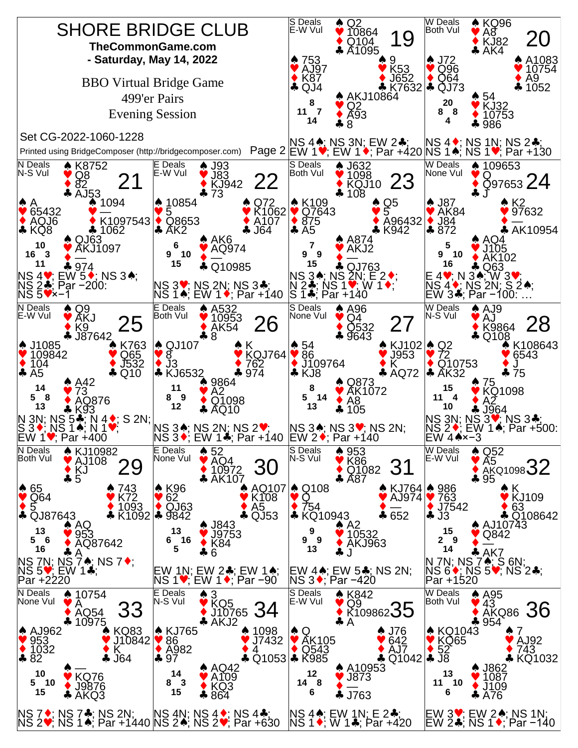# SHORE BRIDGE CLUB

**TheCommonGame.com**

**- Saturday, May 14, 2022**

BBO Virtual Bridge Game

499'er Pairs

Evening Session

Set CG-2022-1060-1228

Printed using BridgeComposer (http://bridgecomposer.com)

## Board 19

S Deals, E-W Vul

North: ♠ Q2 ♥ 10864 ♦ Q104 ♣ A1095

West: ♠ 753 ♥ AJ97 ♦ K87 ♣ QJ4

East: ♠ 9 ♥ K53 ♦ J652 ♣ K7632

South: ♠ AKJ10864 ♥ Q2 ♦ A93 ♣ 8

HCP: N 8, W 11, E 7, S 14

NS 4♠; NS 3N; EW 2♣; EW 1♥; EW 1♦; Par +420

## Board 20

W Deals, Both Vul

North: ♠ KQ96 ♥ A8 ♦ KJ82 ♣ AK4

West: ♠ J72 ♥ Q96 ♦ Q64 ♣ QJ73

East: ♠ A1083 ♥ 10754 ♦ A9 ♣ 1052

South: ♠ 54 ♥ KJ32 ♦ 10753 ♣ 986

HCP: N 20, W 8, E 8, S 4

NS 4♦; NS 1N; NS 2♣; NS 1♠; NS 1♥; Par +130

## Board 21

N Deals, N-S Vul

North: ♠ K8752 ♥ Q8 ♦ 82 ♣ AJ53

West: ♠ A ♥ 65432 ♦ AQJ6 ♣ KQ8

East: ♠ 1094 ♥ — ♦ K1097543 ♣ 1062

South: ♠ QJ63 ♥ AKJ1097 ♦ — ♣ 974

HCP: N 10, W 16, E 3, S 11

NS 4♥; EW 5♦; NS 3♠; NS 2♣; Par −200: NS 5♥×−1

## Board 22

E Deals, E-W Vul

North: ♠ J93 ♥ J83 ♦ KJ942 ♣ 73

West: ♠ 10854 ♥ 5 ♦ Q8653 ♣ AK2

East: ♠ Q72 ♥ K1062 ♦ A107 ♣ J64

South: ♠ AK6 ♥ AQ974 ♦ — ♣ Q10985

HCP: N 6, W 9, E 10, S 15

NS 3♥; NS 2N; NS 3♣; NS 1♠; EW 1♦; Par +140

## Board 23

S Deals, Both Vul

North: ♠ J632 ♥ 1098 ♦ KQJ10 ♣ 108

West: ♠ K109 ♥ Q7643 ♦ 875 ♣ A5

East: ♠ Q5 ♥ 5 ♦ A96432 ♣ K942

South: ♠ A874 ♥ AKJ2 ♦ — ♣ QJ763

HCP: N 7, W 9, E 9, S 15

NS 3♠; NS 2N; E 2♦; N 2♣; NS 1♥; W 1♦; S 1♣; Par +140

## Board 24

W Deals, None Vul

North: ♠ 109653 ♥ Q ♦ Q97653 ♣ J

West: ♠ J87 ♥ AK84 ♦ J84 ♣ 872

East: ♠ K2 ♥ 97632 ♦ — ♣ AK10954

South: ♠ AQ4 ♥ J105 ♦ AK102 ♣ Q63

HCP: N 5, W 9, E 10, S 16

E 4♥; N 3♠; W 3♥; NS 4♦; NS 2N; S 2♠; EW 3♣; Par −100: …

## Board 25

N Deals, E-W Vul

North: ♠ Q9 ♥ AKJ ♦ K9 ♣ J87642

West: ♠ J1085 ♥ 109842 ♦ 104 ♣ A5

East: ♠ K763 ♥ Q65 ♦ J532 ♣ Q10

South: ♠ A42 ♥ 73 ♦ AQ876 ♣ K93

HCP: N 14, W 5, E 8, S 13

N 3N; NS 5♣; N 4♦; S 2N; S 3♦; NS 1♠; N 1♥; EW 1♥; Par +400

## Board 26

E Deals, Both Vul

North: ♠ A532 ♥ 10953 ♦ AK54 ♣ 8

West: ♠ QJ107 ♥ 8 ♦ J3 ♣ KJ6532

East: ♠ K ♥ KQJ764 ♦ 762 ♣ 974

South: ♠ 9864 ♥ A2 ♦ Q1098 ♣ AQ10

HCP: N 11, W 8, E 9, S 12

NS 3♠; NS 2N; NS 2♥; NS 3♦; EW 1♣; Par +140

## Board 27

S Deals, None Vul

North: ♠ A96 ♥ Q4 ♦ Q532 ♣ 9643

West: ♠ 54 ♥ 86 ♦ J109764 ♣ KJ8

East: ♠ KJ102 ♥ J953 ♦ K ♣ AQ72

South: ♠ Q873 ♥ AK1072 ♦ A8 ♣ 105

HCP: N 8, W 5, E 14, S 13

NS 3♠; NS 3♥; NS 2N; EW 2♦; Par +140

## Board 28

W Deals, N-S Vul

North: ♠ AJ9 ♥ AJ ♦ K9864 ♣ Q108

West: ♠ Q2 ♥ 72 ♦ Q10753 ♣ AK32

East: ♠ K108643 ♥ 6543 ♦ J ♣ 75

South: ♠ 75 ♥ KQ1098 ♦ A2 ♣ J964

HCP: N 15, W 11, E 4, S 10

NS 3N; NS 3♥; NS 3♣; NS 2♦; EW 1♠; Par +500: EW 4♠×−3

## Board 29

N Deals, Both Vul

North: ♠ KJ10982 ♥ AJ108 ♦ KJ ♣ 5

West: ♠ 65 ♥ Q64 ♦ 5 ♣ QJ87643

East: ♠ 743 ♥ K72 ♦ 1093 ♣ K1092

South: ♠ AQ ♥ 953 ♦ AQ87642 ♣ A

HCP: N 13, W 5, E 6, S 16

NS 7N; NS 7♠; NS 7♦; NS 5♥; EW 1♣; Par +2220

## Board 30

E Deals, None Vul

North: ♠ 52 ♥ AQ4 ♦ 10972 ♣ AK107

West: ♠ K96 ♥ 62 ♦ QJ63 ♣ 9842

East: ♠ AQ107 ♥ K108 ♦ A5 ♣ QJ53

South: ♠ J843 ♥ J9753 ♦ K84 ♣ 6

HCP: N 13, W 6, E 16, S 5

EW 1N; EW 2♣; EW 1♠; NS 1♥; EW 1♦; Par −90

## Board 31

S Deals, N-S Vul

North: ♠ 953 ♥ K86 ♦ Q1082 ♣ A87

West: ♠ Q108 ♥ Q ♦ 754 ♣ KQ10943

East: ♠ KJ764 ♥ AJ974 ♦ — ♣ 652

South: ♠ A2 ♥ 10532 ♦ AKJ963 ♣ J

HCP: N 9, W 9, E 9, S 13

EW 4♠; EW 5♣; NS 2N; NS 3♦; Par −420

## Board 32

W Deals, E-W Vul

North: ♠ Q52 ♥ A5 ♦ AKQ1098 ♣ 95

West: ♠ 986 ♥ 763 ♦ J7542 ♣ J3

East: ♠ K ♥ KJ109 ♦ 63 ♣ Q108642

South: ♠ AJ10743 ♥ Q842 ♦ — ♣ AK7

HCP: N 15, W 2, E 9, S 14

N 7N; NS 7♠; S 6N; NS 6♦; NS 5♥; NS 2♣; Par +1520

## Board 33

N Deals, None Vul

North: ♠ 10754 ♥ A ♦ AQ54 ♣ 10975

West: ♠ AJ962 ♥ 953 ♦ 1032 ♣ 82

East: ♠ KQ83 ♥ J10842 ♦ K ♣ J64

South: ♠ — ♥ KQ76 ♦ J9876 ♣ AKQ3

HCP: N 10, W 5, E 10, S 15

NS 7♦; NS 7♣; NS 2N; NS 2♥; NS 1♠; Par +1440

## Board 34

E Deals, N-S Vul

North: ♠ 3 ♥ KQ5 ♦ J10765 ♣ AKJ2

West: ♠ KJ765 ♥ 86 ♦ A982 ♣ 97

East: ♠ 1098 ♥ J7432 ♦ 4 ♣ Q1053

South: ♠ AQ42 ♥ A109 ♦ KQ3 ♣ 864

HCP: N 14, W 8, E 3, S 15

NS 4N; NS 4♦; NS 4♣; NS 2♠; NS 2♥; Par +630

## Board 35

S Deals, E-W Vul

North: ♠ K842 ♥ Q9 ♦ K109862 ♣ A

West: ♠ Q ♥ AK105 ♦ Q543 ♣ K985

East: ♠ J76 ♥ 642 ♦ AJ7 ♣ Q1042

South: ♠ A10953 ♥ J873 ♦ — ♣ J763

HCP: N 12, W 14, E 8, S 6

NS 4♠; EW 1N; E 2♣; NS 1♦; W 1♣; Par +420

## Board 36

W Deals, Both Vul

North: ♠ A95 ♥ 43 ♦ AKQ86 ♣ 954

West: ♠ KQ1043 ♥ KQ65 ♦ 52 ♣ J8

East: ♠ 7 ♥ AJ92 ♦ 743 ♣ KQ1032

South: ♠ J862 ♥ 1087 ♦ J109 ♣ A76

HCP: N 13, W 11, E 10, S 6

EW 3♥; EW 2♠; NS 1N; EW 2♣; NS 1♦; Par −140